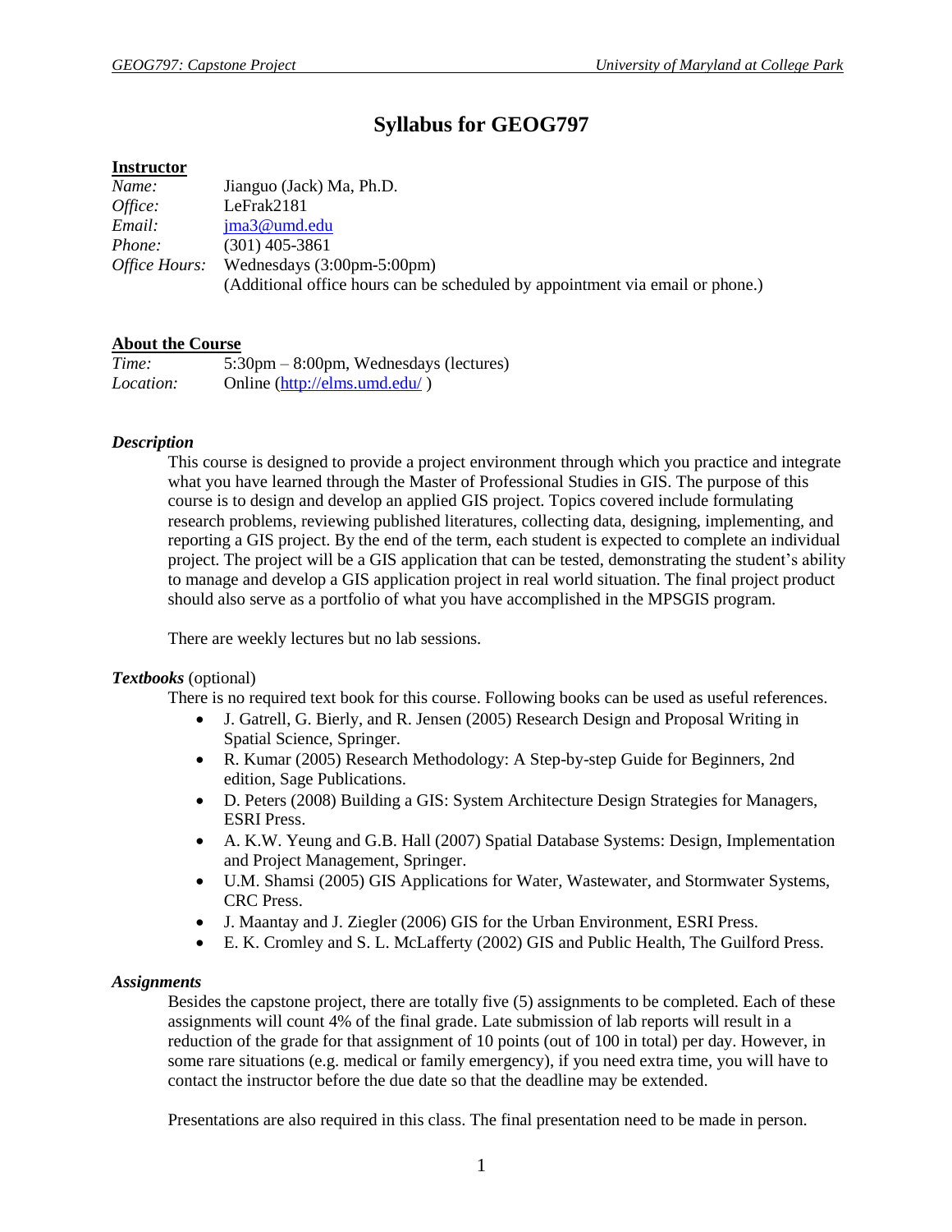# Syllabus for GEOG797

**Instructor**

| | |
|---|---|
| *Name:* | Jianguo (Jack) Ma, Ph.D. |
| *Office:* | LeFrak2181 |
| *Email:* | jma3@umd.edu |
| *Phone:* | (301) 405-3861 |
| *Office Hours:* | Wednesdays (3:00pm-5:00pm) (Additional office hours can be scheduled by appointment via email or phone.) |

**About the Course**

| | |
|---|---|
| *Time:* | 5:30pm – 8:00pm, Wednesdays (lectures) |
| *Location:* | Online (http://elms.umd.edu/ ) |

### *Description*

This course is designed to provide a project environment through which you practice and integrate what you have learned through the Master of Professional Studies in GIS. The purpose of this course is to design and develop an applied GIS project. Topics covered include formulating research problems, reviewing published literatures, collecting data, designing, implementing, and reporting a GIS project. By the end of the term, each student is expected to complete an individual project. The project will be a GIS application that can be tested, demonstrating the student's ability to manage and develop a GIS application project in real world situation. The final project product should also serve as a portfolio of what you have accomplished in the MPSGIS program.

There are weekly lectures but no lab sessions.

### ***Textbooks*** (optional)

There is no required text book for this course. Following books can be used as useful references.

- J. Gatrell, G. Bierly, and R. Jensen (2005) Research Design and Proposal Writing in Spatial Science, Springer.
- R. Kumar (2005) Research Methodology: A Step-by-step Guide for Beginners, 2nd edition, Sage Publications.
- D. Peters (2008) Building a GIS: System Architecture Design Strategies for Managers, ESRI Press.
- A. K.W. Yeung and G.B. Hall (2007) Spatial Database Systems: Design, Implementation and Project Management, Springer.
- U.M. Shamsi (2005) GIS Applications for Water, Wastewater, and Stormwater Systems, CRC Press.
- J. Maantay and J. Ziegler (2006) GIS for the Urban Environment, ESRI Press.
- E. K. Cromley and S. L. McLafferty (2002) GIS and Public Health, The Guilford Press.

### *Assignments*

Besides the capstone project, there are totally five (5) assignments to be completed. Each of these assignments will count 4% of the final grade. Late submission of lab reports will result in a reduction of the grade for that assignment of 10 points (out of 100 in total) per day. However, in some rare situations (e.g. medical or family emergency), if you need extra time, you will have to contact the instructor before the due date so that the deadline may be extended.

Presentations are also required in this class. The final presentation need to be made in person.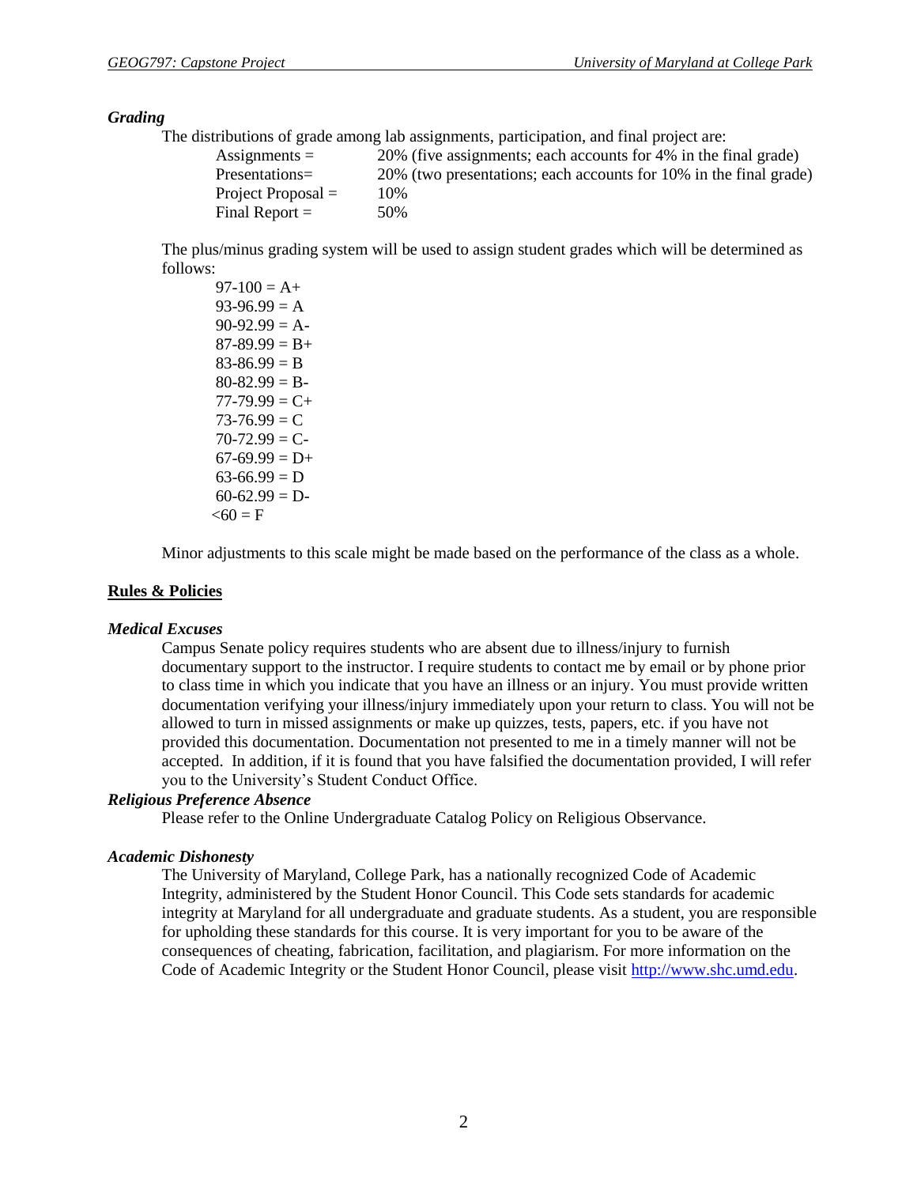### *Grading*

The distributions of grade among lab assignments, participation, and final project are:

| | |
|---|---|
| Assignments = | 20% (five assignments; each accounts for 4% in the final grade) |
| Presentations= | 20% (two presentations; each accounts for 10% in the final grade) |
| Project Proposal = | 10% |
| Final Report = | 50% |

The plus/minus grading system will be used to assign student grades which will be determined as follows:

97-100 = A+
93-96.99 = A
90-92.99 = A-
87-89.99 = B+
83-86.99 = B
80-82.99 = B-
77-79.99 = C+
73-76.99 = C
70-72.99 = C-
67-69.99 = D+
63-66.99 = D
60-62.99 = D-
<60 = F

Minor adjustments to this scale might be made based on the performance of the class as a whole.

## **Rules & Policies**

### *Medical Excuses*

Campus Senate policy requires students who are absent due to illness/injury to furnish documentary support to the instructor. I require students to contact me by email or by phone prior to class time in which you indicate that you have an illness or an injury. You must provide written documentation verifying your illness/injury immediately upon your return to class. You will not be allowed to turn in missed assignments or make up quizzes, tests, papers, etc. if you have not provided this documentation. Documentation not presented to me in a timely manner will not be accepted. In addition, if it is found that you have falsified the documentation provided, I will refer you to the University's Student Conduct Office.

### *Religious Preference Absence*

Please refer to the Online Undergraduate Catalog Policy on Religious Observance.

### *Academic Dishonesty*

The University of Maryland, College Park, has a nationally recognized Code of Academic Integrity, administered by the Student Honor Council. This Code sets standards for academic integrity at Maryland for all undergraduate and graduate students. As a student, you are responsible for upholding these standards for this course. It is very important for you to be aware of the consequences of cheating, fabrication, facilitation, and plagiarism. For more information on the Code of Academic Integrity or the Student Honor Council, please visit http://www.shc.umd.edu.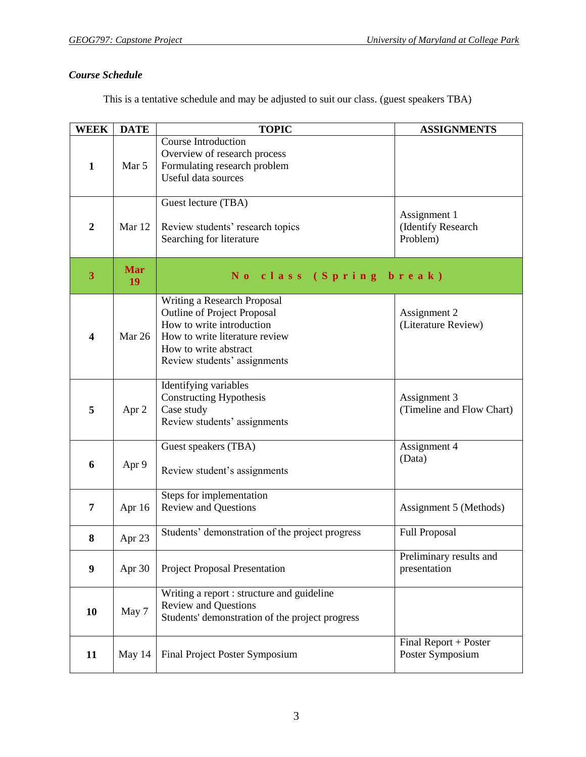***Course Schedule***

This is a tentative schedule and may be adjusted to suit our class. (guest speakers TBA)

| WEEK | DATE | TOPIC | ASSIGNMENTS |
|---|---|---|---|
| **1** | Mar 5 | Course Introduction<br>Overview of research process<br>Formulating research problem<br>Useful data sources | |
| **2** | Mar 12 | Guest lecture (TBA)<br><br>Review students' research topics<br>Searching for literature | Assignment 1<br>(Identify Research Problem) |
| **3** | **Mar 19** | **No class (Spring break)** | |
| **4** | Mar 26 | Writing a Research Proposal<br>Outline of Project Proposal<br>How to write introduction<br>How to write literature review<br>How to write abstract<br>Review students' assignments | Assignment 2<br>(Literature Review) |
| **5** | Apr 2 | Identifying variables<br>Constructing Hypothesis<br>Case study<br>Review students' assignments | Assignment 3<br>(Timeline and Flow Chart) |
| **6** | Apr 9 | Guest speakers (TBA)<br><br>Review student's assignments | Assignment 4<br>(Data) |
| **7** | Apr 16 | Steps for implementation<br>Review and Questions | Assignment 5 (Methods) |
| **8** | Apr 23 | Students' demonstration of the project progress | Full Proposal |
| **9** | Apr 30 | Project Proposal Presentation | Preliminary results and presentation |
| **10** | May 7 | Writing a report : structure and guideline<br>Review and Questions<br>Students' demonstration of the project progress | |
| **11** | May 14 | Final Project Poster Symposium | Final Report + Poster<br>Poster Symposium |